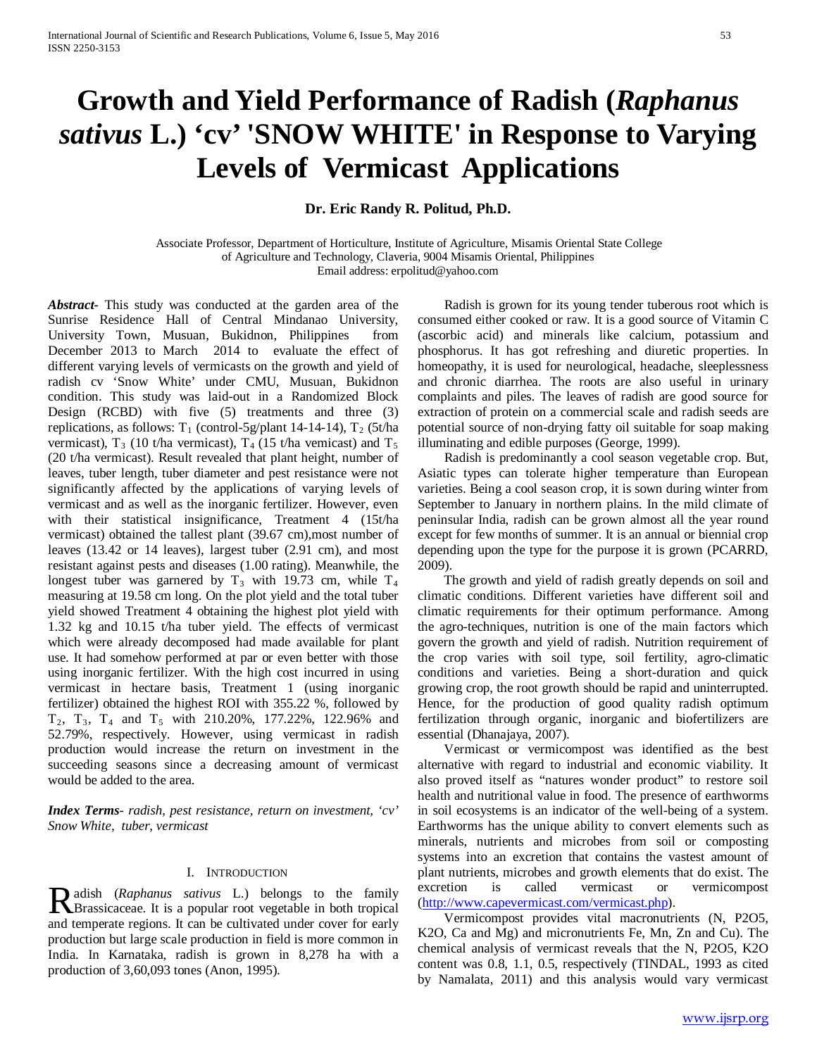# Growth and Yield Performance of Radish (*Raphanus sativus* L.) 'cv' 'SNOW WHITE' in Response to Varying Levels of Vermicast Applications

**Dr. Eric Randy R. Politud, Ph.D.**

Associate Professor, Department of Horticulture, Institute of Agriculture, Misamis Oriental State College of Agriculture and Technology, Claveria, 9004 Misamis Oriental, Philippines
Email address: erpolitud@yahoo.com

***Abstract***- This study was conducted at the garden area of the Sunrise Residence Hall of Central Mindanao University, University Town, Musuan, Bukidnon, Philippines from December 2013 to March 2014 to evaluate the effect of different varying levels of vermicasts on the growth and yield of radish cv 'Snow White' under CMU, Musuan, Bukidnon condition. This study was laid-out in a Randomized Block Design (RCBD) with five (5) treatments and three (3) replications, as follows: $T_1$ (control-5g/plant 14-14-14), $T_2$ (5t/ha vermicast), $T_3$ (10 t/ha vermicast), $T_4$ (15 t/ha vemicast) and $T_5$ (20 t/ha vermicast). Result revealed that plant height, number of leaves, tuber length, tuber diameter and pest resistance were not significantly affected by the applications of varying levels of vermicast and as well as the inorganic fertilizer. However, even with their statistical insignificance, Treatment 4 (15t/ha vermicast) obtained the tallest plant (39.67 cm),most number of leaves (13.42 or 14 leaves), largest tuber (2.91 cm), and most resistant against pests and diseases (1.00 rating). Meanwhile, the longest tuber was garnered by $T_3$ with 19.73 cm, while $T_4$ measuring at 19.58 cm long. On the plot yield and the total tuber yield showed Treatment 4 obtaining the highest plot yield with 1.32 kg and 10.15 t/ha tuber yield. The effects of vermicast which were already decomposed had made available for plant use. It had somehow performed at par or even better with those using inorganic fertilizer. With the high cost incurred in using vermicast in hectare basis, Treatment 1 (using inorganic fertilizer) obtained the highest ROI with 355.22 %, followed by $T_2$, $T_3$, $T_4$ and $T_5$ with 210.20%, 177.22%, 122.96% and 52.79%, respectively. However, using vermicast in radish production would increase the return on investment in the succeeding seasons since a decreasing amount of vermicast would be added to the area.

***Index Terms***- *radish, pest resistance, return on investment, 'cv' Snow White, tuber, vermicast*

## I. Introduction

Radish (*Raphanus sativus* L.) belongs to the family Brassicaceae. It is a popular root vegetable in both tropical and temperate regions. It can be cultivated under cover for early production but large scale production in field is more common in India. In Karnataka, radish is grown in 8,278 ha with a production of 3,60,093 tones (Anon, 1995).

Radish is grown for its young tender tuberous root which is consumed either cooked or raw. It is a good source of Vitamin C (ascorbic acid) and minerals like calcium, potassium and phosphorus. It has got refreshing and diuretic properties. In homeopathy, it is used for neurological, headache, sleeplessness and chronic diarrhea. The roots are also useful in urinary complaints and piles. The leaves of radish are good source for extraction of protein on a commercial scale and radish seeds are potential source of non-drying fatty oil suitable for soap making illuminating and edible purposes (George, 1999).

Radish is predominantly a cool season vegetable crop. But, Asiatic types can tolerate higher temperature than European varieties. Being a cool season crop, it is sown during winter from September to January in northern plains. In the mild climate of peninsular India, radish can be grown almost all the year round except for few months of summer. It is an annual or biennial crop depending upon the type for the purpose it is grown (PCARRD, 2009).

The growth and yield of radish greatly depends on soil and climatic conditions. Different varieties have different soil and climatic requirements for their optimum performance. Among the agro-techniques, nutrition is one of the main factors which govern the growth and yield of radish. Nutrition requirement of the crop varies with soil type, soil fertility, agro-climatic conditions and varieties. Being a short-duration and quick growing crop, the root growth should be rapid and uninterrupted. Hence, for the production of good quality radish optimum fertilization through organic, inorganic and biofertilizers are essential (Dhanajaya, 2007).

Vermicast or vermicompost was identified as the best alternative with regard to industrial and economic viability. It also proved itself as "natures wonder product" to restore soil health and nutritional value in food. The presence of earthworms in soil ecosystems is an indicator of the well-being of a system. Earthworms has the unique ability to convert elements such as minerals, nutrients and microbes from soil or composting systems into an excretion that contains the vastest amount of plant nutrients, microbes and growth elements that do exist. The excretion is called vermicast or vermicompost (http://www.capevermicast.com/vermicast.php).

Vermicompost provides vital macronutrients (N, $P_2O_5$, $K_2O$, Ca and Mg) and micronutrients Fe, Mn, Zn and Cu). The chemical analysis of vermicast reveals that the N, $P_2O_5$, $K_2O$ content was 0.8, 1.1, 0.5, respectively (TINDAL, 1993 as cited by Namalata, 2011) and this analysis would vary vermicast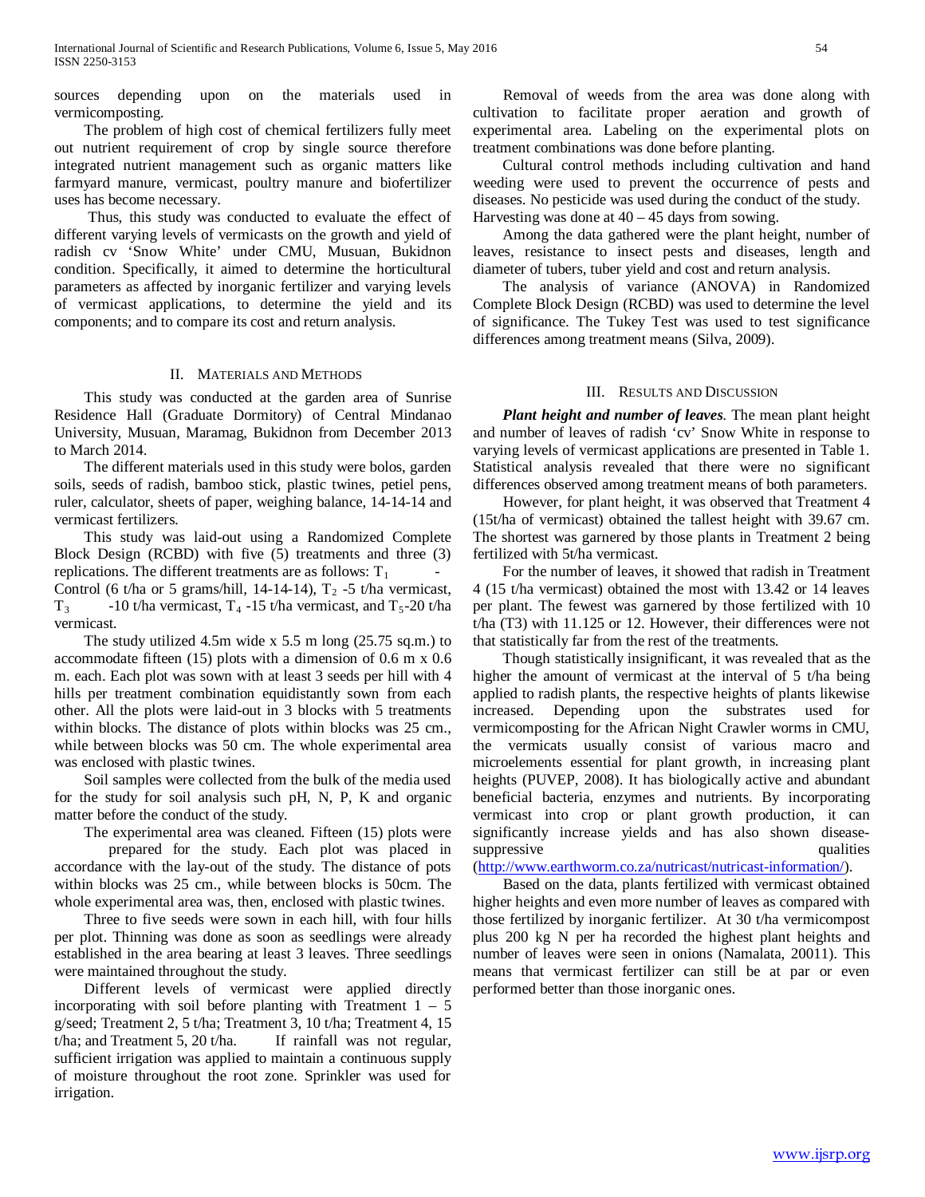sources depending upon on the materials used in vermicomposting.

The problem of high cost of chemical fertilizers fully meet out nutrient requirement of crop by single source therefore integrated nutrient management such as organic matters like farmyard manure, vermicast, poultry manure and biofertilizer uses has become necessary.

Thus, this study was conducted to evaluate the effect of different varying levels of vermicasts on the growth and yield of radish cv 'Snow White' under CMU, Musuan, Bukidnon condition. Specifically, it aimed to determine the horticultural parameters as affected by inorganic fertilizer and varying levels of vermicast applications, to determine the yield and its components; and to compare its cost and return analysis.

## II. Materials and Methods

This study was conducted at the garden area of Sunrise Residence Hall (Graduate Dormitory) of Central Mindanao University, Musuan, Maramag, Bukidnon from December 2013 to March 2014.

The different materials used in this study were bolos, garden soils, seeds of radish, bamboo stick, plastic twines, petiel pens, ruler, calculator, sheets of paper, weighing balance, 14-14-14 and vermicast fertilizers.

This study was laid-out using a Randomized Complete Block Design (RCBD) with five (5) treatments and three (3) replications. The different treatments are as follows: $T_1$ - Control (6 t/ha or 5 grams/hill, 14-14-14), $T_2$ -5 t/ha vermicast, $T_3$ -10 t/ha vermicast, $T_4$ -15 t/ha vermicast, and $T_5$-20 t/ha vermicast.

The study utilized 4.5m wide x 5.5 m long (25.75 sq.m.) to accommodate fifteen (15) plots with a dimension of 0.6 m x 0.6 m. each. Each plot was sown with at least 3 seeds per hill with 4 hills per treatment combination equidistantly sown from each other. All the plots were laid-out in 3 blocks with 5 treatments within blocks. The distance of plots within blocks was 25 cm., while between blocks was 50 cm. The whole experimental area was enclosed with plastic twines.

Soil samples were collected from the bulk of the media used for the study for soil analysis such pH, N, P, K and organic matter before the conduct of the study.

The experimental area was cleaned. Fifteen (15) plots were prepared for the study. Each plot was placed in accordance with the lay-out of the study. The distance of pots within blocks was 25 cm., while between blocks is 50cm. The whole experimental area was, then, enclosed with plastic twines.

Three to five seeds were sown in each hill, with four hills per plot. Thinning was done as soon as seedlings were already established in the area bearing at least 3 leaves. Three seedlings were maintained throughout the study.

Different levels of vermicast were applied directly incorporating with soil before planting with Treatment 1 – 5 g/seed; Treatment 2, 5 t/ha; Treatment 3, 10 t/ha; Treatment 4, 15 t/ha; and Treatment 5, 20 t/ha. If rainfall was not regular, sufficient irrigation was applied to maintain a continuous supply of moisture throughout the root zone. Sprinkler was used for irrigation.

Removal of weeds from the area was done along with cultivation to facilitate proper aeration and growth of experimental area. Labeling on the experimental plots on treatment combinations was done before planting.

Cultural control methods including cultivation and hand weeding were used to prevent the occurrence of pests and diseases. No pesticide was used during the conduct of the study. Harvesting was done at 40 – 45 days from sowing.

Among the data gathered were the plant height, number of leaves, resistance to insect pests and diseases, length and diameter of tubers, tuber yield and cost and return analysis.

The analysis of variance (ANOVA) in Randomized Complete Block Design (RCBD) was used to determine the level of significance. The Tukey Test was used to test significance differences among treatment means (Silva, 2009).

## III. Results and Discussion

***Plant height and number of leaves***. The mean plant height and number of leaves of radish 'cv' Snow White in response to varying levels of vermicast applications are presented in Table 1. Statistical analysis revealed that there were no significant differences observed among treatment means of both parameters.

However, for plant height, it was observed that Treatment 4 (15t/ha of vermicast) obtained the tallest height with 39.67 cm. The shortest was garnered by those plants in Treatment 2 being fertilized with 5t/ha vermicast.

For the number of leaves, it showed that radish in Treatment 4 (15 t/ha vermicast) obtained the most with 13.42 or 14 leaves per plant. The fewest was garnered by those fertilized with 10 t/ha (T3) with 11.125 or 12. However, their differences were not that statistically far from the rest of the treatments.

Though statistically insignificant, it was revealed that as the higher the amount of vermicast at the interval of 5 t/ha being applied to radish plants, the respective heights of plants likewise increased. Depending upon the substrates used for vermicomposting for the African Night Crawler worms in CMU, the vermicats usually consist of various macro and microelements essential for plant growth, in increasing plant heights (PUVEP, 2008). It has biologically active and abundant beneficial bacteria, enzymes and nutrients. By incorporating vermicast into crop or plant growth production, it can significantly increase yields and has also shown disease-suppressive qualities (http://www.earthworm.co.za/nutricast/nutricast-information/).

Based on the data, plants fertilized with vermicast obtained higher heights and even more number of leaves as compared with those fertilized by inorganic fertilizer. At 30 t/ha vermicompost plus 200 kg N per ha recorded the highest plant heights and number of leaves were seen in onions (Namalata, 20011). This means that vermicast fertilizer can still be at par or even performed better than those inorganic ones.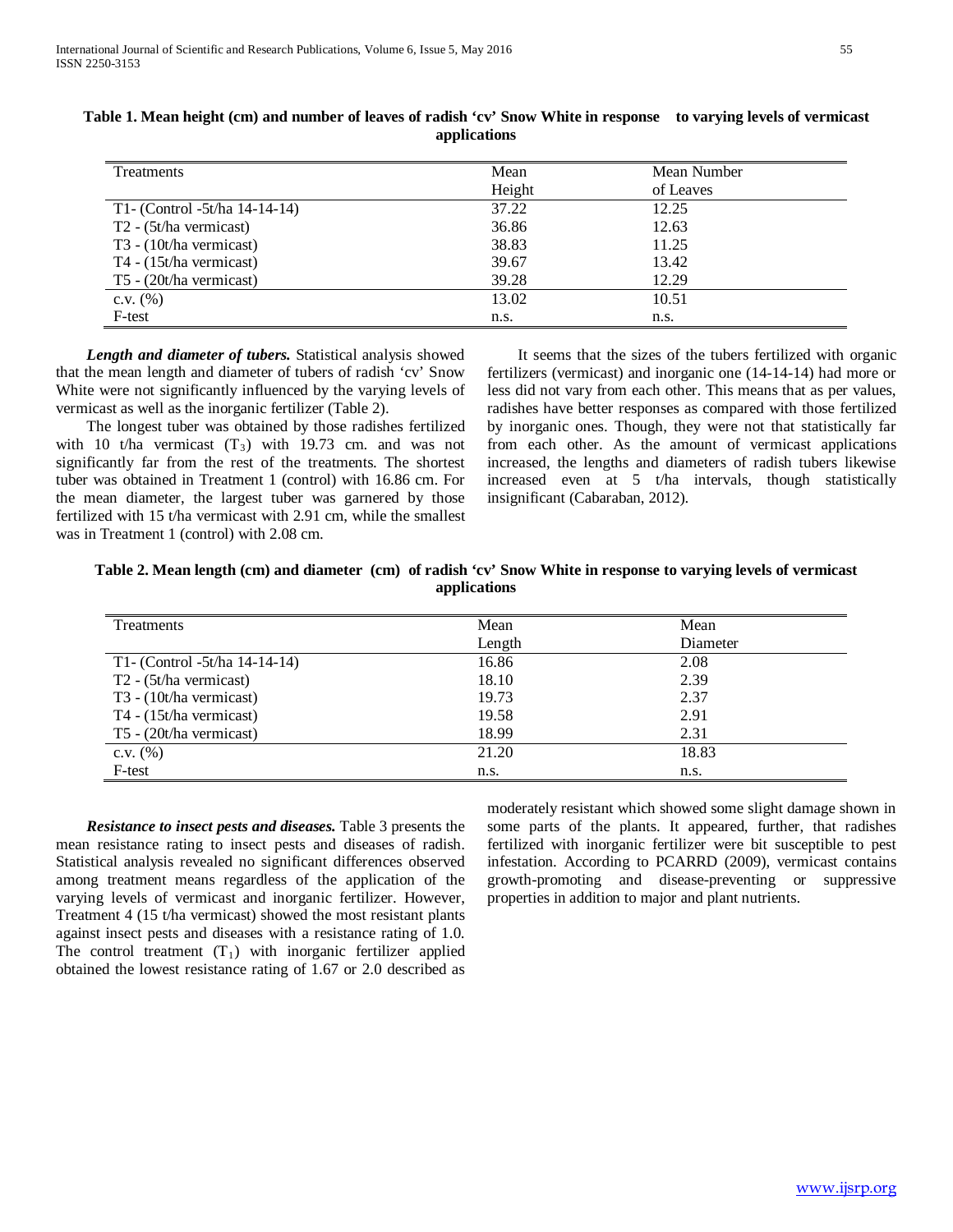**Table 1. Mean height (cm) and number of leaves of radish 'cv' Snow White in response to varying levels of vermicast applications**

| Treatments | Mean Height | Mean Number of Leaves |
|---|---|---|
| T1- (Control -5t/ha 14-14-14) | 37.22 | 12.25 |
| T2 - (5t/ha vermicast) | 36.86 | 12.63 |
| T3 - (10t/ha vermicast) | 38.83 | 11.25 |
| T4 - (15t/ha vermicast) | 39.67 | 13.42 |
| T5 - (20t/ha vermicast) | 39.28 | 12.29 |
| c.v. (%) | 13.02 | 10.51 |
| F-test | n.s. | n.s. |

***Length and diameter of tubers.*** Statistical analysis showed that the mean length and diameter of tubers of radish 'cv' Snow White were not significantly influenced by the varying levels of vermicast as well as the inorganic fertilizer (Table 2).

The longest tuber was obtained by those radishes fertilized with 10 t/ha vermicast ($T_3$) with 19.73 cm. and was not significantly far from the rest of the treatments. The shortest tuber was obtained in Treatment 1 (control) with 16.86 cm. For the mean diameter, the largest tuber was garnered by those fertilized with 15 t/ha vermicast with 2.91 cm, while the smallest was in Treatment 1 (control) with 2.08 cm.

It seems that the sizes of the tubers fertilized with organic fertilizers (vermicast) and inorganic one (14-14-14) had more or less did not vary from each other. This means that as per values, radishes have better responses as compared with those fertilized by inorganic ones. Though, they were not that statistically far from each other. As the amount of vermicast applications increased, the lengths and diameters of radish tubers likewise increased even at 5 t/ha intervals, though statistically insignificant (Cabaraban, 2012).

**Table 2. Mean length (cm) and diameter (cm) of radish 'cv' Snow White in response to varying levels of vermicast applications**

| Treatments | Mean Length | Mean Diameter |
|---|---|---|
| T1- (Control -5t/ha 14-14-14) | 16.86 | 2.08 |
| T2 - (5t/ha vermicast) | 18.10 | 2.39 |
| T3 - (10t/ha vermicast) | 19.73 | 2.37 |
| T4 - (15t/ha vermicast) | 19.58 | 2.91 |
| T5 - (20t/ha vermicast) | 18.99 | 2.31 |
| c.v. (%) | 21.20 | 18.83 |
| F-test | n.s. | n.s. |

***Resistance to insect pests and diseases.*** Table 3 presents the mean resistance rating to insect pests and diseases of radish. Statistical analysis revealed no significant differences observed among treatment means regardless of the application of the varying levels of vermicast and inorganic fertilizer. However, Treatment 4 (15 t/ha vermicast) showed the most resistant plants against insect pests and diseases with a resistance rating of 1.0. The control treatment ($T_1$) with inorganic fertilizer applied obtained the lowest resistance rating of 1.67 or 2.0 described as moderately resistant which showed some slight damage shown in some parts of the plants. It appeared, further, that radishes fertilized with inorganic fertilizer were bit susceptible to pest infestation. According to PCARRD (2009), vermicast contains growth-promoting and disease-preventing or suppressive properties in addition to major and plant nutrients.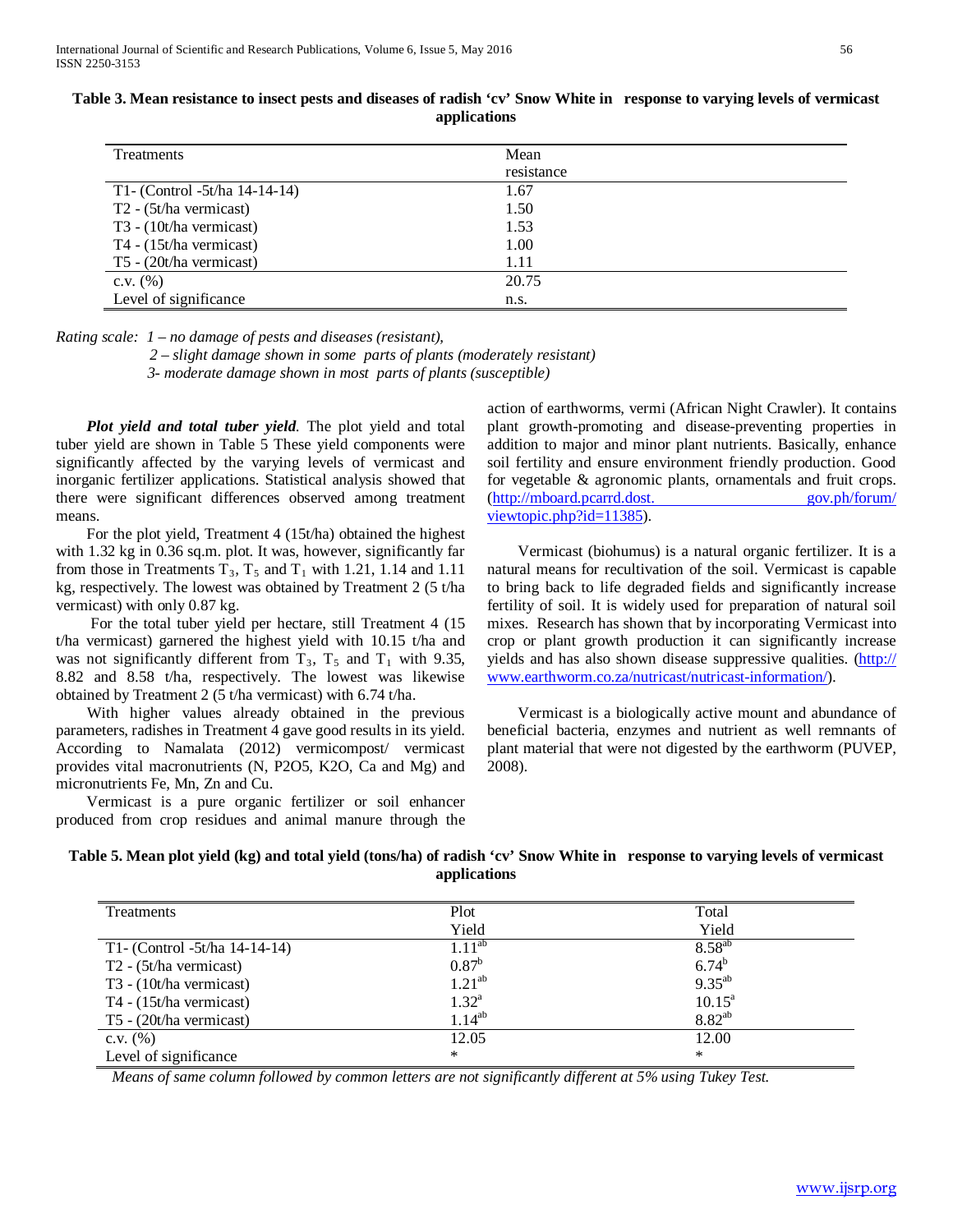**Table 3. Mean resistance to insect pests and diseases of radish 'cv' Snow White in response to varying levels of vermicast applications**

| Treatments | Mean resistance |
|---|---|
| T1- (Control -5t/ha 14-14-14) | 1.67 |
| T2 - (5t/ha vermicast) | 1.50 |
| T3 - (10t/ha vermicast) | 1.53 |
| T4 - (15t/ha vermicast) | 1.00 |
| T5 - (20t/ha vermicast) | 1.11 |
| c.v. (%) | 20.75 |
| Level of significance | n.s. |

*Rating scale: 1 – no damage of pests and diseases (resistant),*
*2 – slight damage shown in some parts of plants (moderately resistant)*
*3- moderate damage shown in most parts of plants (susceptible)*

***Plot yield and total tuber yield***. The plot yield and total tuber yield are shown in Table 5 These yield components were significantly affected by the varying levels of vermicast and inorganic fertilizer applications. Statistical analysis showed that there were significant differences observed among treatment means.

For the plot yield, Treatment 4 (15t/ha) obtained the highest with 1.32 kg in 0.36 sq.m. plot. It was, however, significantly far from those in Treatments $T_3$, $T_5$ and $T_1$ with 1.21, 1.14 and 1.11 kg, respectively. The lowest was obtained by Treatment 2 (5 t/ha vermicast) with only 0.87 kg.

For the total tuber yield per hectare, still Treatment 4 (15 t/ha vermicast) garnered the highest yield with 10.15 t/ha and was not significantly different from $T_3$, $T_5$ and $T_1$ with 9.35, 8.82 and 8.58 t/ha, respectively. The lowest was likewise obtained by Treatment 2 (5 t/ha vermicast) with 6.74 t/ha.

With higher values already obtained in the previous parameters, radishes in Treatment 4 gave good results in its yield. According to Namalata (2012) vermicompost/ vermicast provides vital macronutrients (N, P2O5, K2O, Ca and Mg) and micronutrients Fe, Mn, Zn and Cu.

Vermicast is a pure organic fertilizer or soil enhancer produced from crop residues and animal manure through the action of earthworms, vermi (African Night Crawler). It contains plant growth-promoting and disease-preventing properties in addition to major and minor plant nutrients. Basically, enhance soil fertility and ensure environment friendly production. Good for vegetable & agronomic plants, ornamentals and fruit crops. (http://mboard.pcarrd.dost.gov.ph/forum/viewtopic.php?id=11385).

Vermicast (biohumus) is a natural organic fertilizer. It is a natural means for recultivation of the soil. Vermicast is capable to bring back to life degraded fields and significantly increase fertility of soil. It is widely used for preparation of natural soil mixes. Research has shown that by incorporating Vermicast into crop or plant growth production it can significantly increase yields and has also shown disease suppressive qualities. (http://www.earthworm.co.za/nutricast/nutricast-information/).

Vermicast is a biologically active mount and abundance of beneficial bacteria, enzymes and nutrient as well remnants of plant material that were not digested by the earthworm (PUVEP, 2008).

**Table 5. Mean plot yield (kg) and total yield (tons/ha) of radish 'cv' Snow White in response to varying levels of vermicast applications**

| Treatments | Plot Yield | Total Yield |
|---|---|---|
| T1- (Control -5t/ha 14-14-14) | $1.11^{ab}$ | $8.58^{ab}$ |
| T2 - (5t/ha vermicast) | $0.87^{b}$ | $6.74^{b}$ |
| T3 - (10t/ha vermicast) | $1.21^{ab}$ | $9.35^{ab}$ |
| T4 - (15t/ha vermicast) | $1.32^{a}$ | $10.15^{a}$ |
| T5 - (20t/ha vermicast) | $1.14^{ab}$ | $8.82^{ab}$ |
| c.v. (%) | 12.05 | 12.00 |
| Level of significance | * | * |

*Means of same column followed by common letters are not significantly different at 5% using Tukey Test.*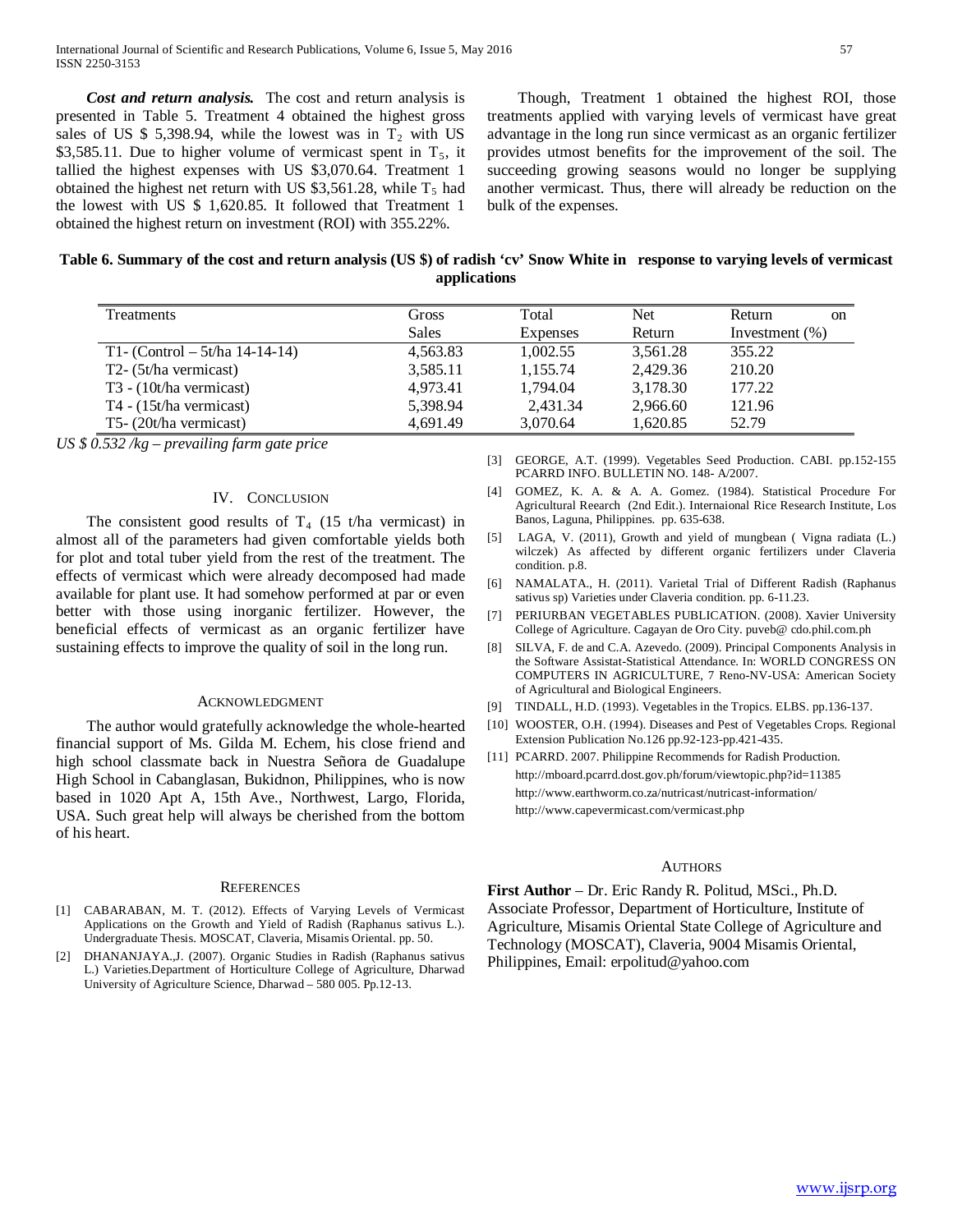***Cost and return analysis.*** The cost and return analysis is presented in Table 5. Treatment 4 obtained the highest gross sales of US $ 5,398.94, while the lowest was in $T_2$ with US $3,585.11. Due to higher volume of vermicast spent in $T_5$, it tallied the highest expenses with US $3,070.64. Treatment 1 obtained the highest net return with US $3,561.28, while $T_5$ had the lowest with US $ 1,620.85. It followed that Treatment 1 obtained the highest return on investment (ROI) with 355.22%.

Though, Treatment 1 obtained the highest ROI, those treatments applied with varying levels of vermicast have great advantage in the long run since vermicast as an organic fertilizer provides utmost benefits for the improvement of the soil. The succeeding growing seasons would no longer be supplying another vermicast. Thus, there will already be reduction on the bulk of the expenses.

**Table 6. Summary of the cost and return analysis (US $) of radish 'cv' Snow White in response to varying levels of vermicast applications**

| Treatments | Gross Sales | Total Expenses | Net Return | Return on Investment (%) |
|---|---|---|---|---|
| T1- (Control – 5t/ha 14-14-14) | 4,563.83 | 1,002.55 | 3,561.28 | 355.22 |
| T2- (5t/ha vermicast) | 3,585.11 | 1,155.74 | 2,429.36 | 210.20 |
| T3 - (10t/ha vermicast) | 4,973.41 | 1,794.04 | 3,178.30 | 177.22 |
| T4 - (15t/ha vermicast) | 5,398.94 | 2,431.34 | 2,966.60 | 121.96 |
| T5- (20t/ha vermicast) | 4,691.49 | 3,070.64 | 1,620.85 | 52.79 |

*US $ 0.532 /kg – prevailing farm gate price*

## IV. Conclusion

The consistent good results of $T_4$ (15 t/ha vermicast) in almost all of the parameters had given comfortable yields both for plot and total tuber yield from the rest of the treatment. The effects of vermicast which were already decomposed had made available for plant use. It had somehow performed at par or even better with those using inorganic fertilizer. However, the beneficial effects of vermicast as an organic fertilizer have sustaining effects to improve the quality of soil in the long run.

## Acknowledgment

The author would gratefully acknowledge the whole-hearted financial support of Ms. Gilda M. Echem, his close friend and high school classmate back in Nuestra Señora de Guadalupe High School in Cabanglasan, Bukidnon, Philippines, who is now based in 1020 Apt A, 15th Ave., Northwest, Largo, Florida, USA. Such great help will always be cherished from the bottom of his heart.

## References

[1] CABARABAN, M. T. (2012). Effects of Varying Levels of Vermicast Applications on the Growth and Yield of Radish (Raphanus sativus L.). Undergraduate Thesis. MOSCAT, Claveria, Misamis Oriental. pp. 50.

[2] DHANANJAYA.,J. (2007). Organic Studies in Radish (Raphanus sativus L.) Varieties.Department of Horticulture College of Agriculture, Dharwad University of Agriculture Science, Dharwad – 580 005. Pp.12-13.

[3] GEORGE, A.T. (1999). Vegetables Seed Production. CABI. pp.152-155 PCARRD INFO. BULLETIN NO. 148- A/2007.

[4] GOMEZ, K. A. & A. A. Gomez. (1984). Statistical Procedure For Agricultural Reearch (2nd Edit.). Internaional Rice Research Institute, Los Banos, Laguna, Philippines. pp. 635-638.

[5] LAGA, V. (2011), Growth and yield of mungbean ( Vigna radiata (L.) wilczek) As affected by different organic fertilizers under Claveria condition. p.8.

[6] NAMALATA., H. (2011). Varietal Trial of Different Radish (Raphanus sativus sp) Varieties under Claveria condition. pp. 6-11.23.

[7] PERIURBAN VEGETABLES PUBLICATION. (2008). Xavier University College of Agriculture. Cagayan de Oro City. puveb@ cdo.phil.com.ph

[8] SILVA, F. de and C.A. Azevedo. (2009). Principal Components Analysis in the Software Assistat-Statistical Attendance. In: WORLD CONGRESS ON COMPUTERS IN AGRICULTURE, 7 Reno-NV-USA: American Society of Agricultural and Biological Engineers.

[9] TINDALL, H.D. (1993). Vegetables in the Tropics. ELBS. pp.136-137.

[10] WOOSTER, O.H. (1994). Diseases and Pest of Vegetables Crops. Regional Extension Publication No.126 pp.92-123-pp.421-435.

[11] PCARRD. 2007. Philippine Recommends for Radish Production.
http://mboard.pcarrd.dost.gov.ph/forum/viewtopic.php?id=11385
http://www.earthworm.co.za/nutricast/nutricast-information/
http://www.capevermicast.com/vermicast.php

## Authors

**First Author** – Dr. Eric Randy R. Politud, MSci., Ph.D. Associate Professor, Department of Horticulture, Institute of Agriculture, Misamis Oriental State College of Agriculture and Technology (MOSCAT), Claveria, 9004 Misamis Oriental, Philippines, Email: erpolitud@yahoo.com